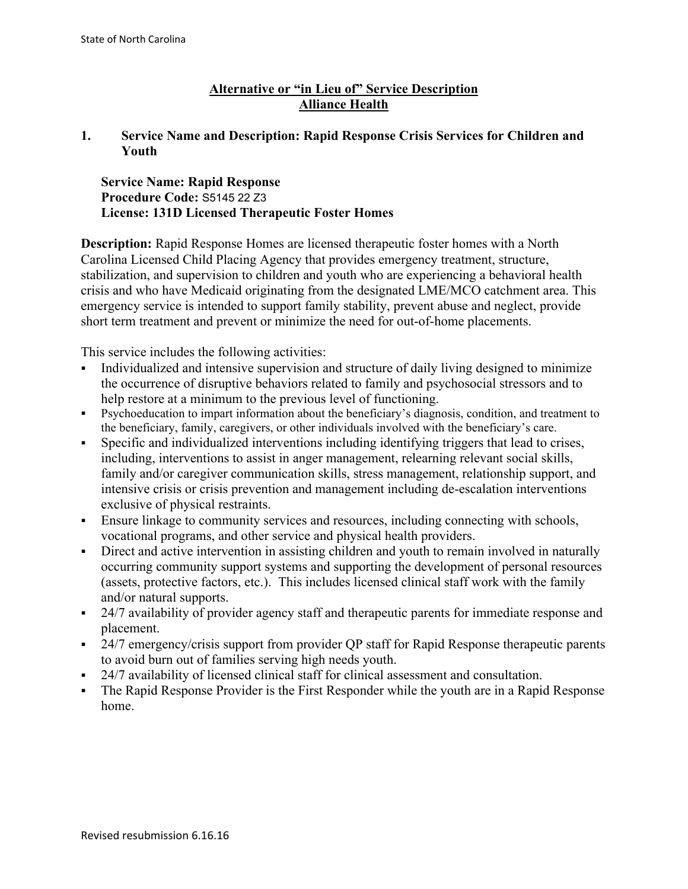# Alternative or "in Lieu of" Service Description
# Alliance Health

## 1. Service Name and Description: Rapid Response Crisis Services for Children and Youth

**Service Name: Rapid Response**
**Procedure Code:** S5145 22 Z3
**License: 131D Licensed Therapeutic Foster Homes**

**Description:** Rapid Response Homes are licensed therapeutic foster homes with a North Carolina Licensed Child Placing Agency that provides emergency treatment, structure, stabilization, and supervision to children and youth who are experiencing a behavioral health crisis and who have Medicaid originating from the designated LME/MCO catchment area. This emergency service is intended to support family stability, prevent abuse and neglect, provide short term treatment and prevent or minimize the need for out-of-home placements.

This service includes the following activities:

- Individualized and intensive supervision and structure of daily living designed to minimize the occurrence of disruptive behaviors related to family and psychosocial stressors and to help restore at a minimum to the previous level of functioning.
- Psychoeducation to impart information about the beneficiary's diagnosis, condition, and treatment to the beneficiary, family, caregivers, or other individuals involved with the beneficiary's care.
- Specific and individualized interventions including identifying triggers that lead to crises, including, interventions to assist in anger management, relearning relevant social skills, family and/or caregiver communication skills, stress management, relationship support, and intensive crisis or crisis prevention and management including de-escalation interventions exclusive of physical restraints.
- Ensure linkage to community services and resources, including connecting with schools, vocational programs, and other service and physical health providers.
- Direct and active intervention in assisting children and youth to remain involved in naturally occurring community support systems and supporting the development of personal resources (assets, protective factors, etc.). This includes licensed clinical staff work with the family and/or natural supports.
- 24/7 availability of provider agency staff and therapeutic parents for immediate response and placement.
- 24/7 emergency/crisis support from provider QP staff for Rapid Response therapeutic parents to avoid burn out of families serving high needs youth.
- 24/7 availability of licensed clinical staff for clinical assessment and consultation.
- The Rapid Response Provider is the First Responder while the youth are in a Rapid Response home.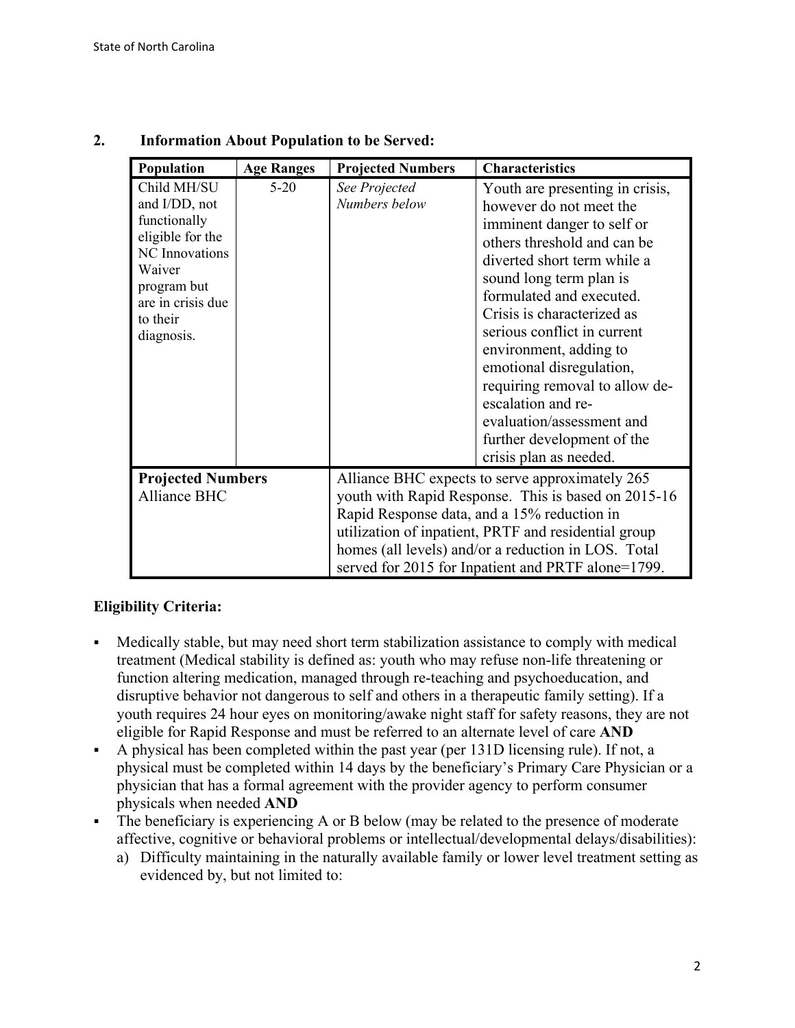## 2. Information About Population to be Served:

| Population | Age Ranges | Projected Numbers | Characteristics |
|---|---|---|---|
| Child MH/SU and I/DD, not functionally eligible for the NC Innovations Waiver program but are in crisis due to their diagnosis. | 5-20 | *See Projected Numbers below* | Youth are presenting in crisis, however do not meet the imminent danger to self or others threshold and can be diverted short term while a sound long term plan is formulated and executed. Crisis is characterized as serious conflict in current environment, adding to emotional disregulation, requiring removal to allow de-escalation and re-evaluation/assessment and further development of the crisis plan as needed. |
| **Projected Numbers** Alliance BHC | | Alliance BHC expects to serve approximately 265 youth with Rapid Response. This is based on 2015-16 Rapid Response data, and a 15% reduction in utilization of inpatient, PRTF and residential group homes (all levels) and/or a reduction in LOS. Total served for 2015 for Inpatient and PRTF alone=1799. | |

**Eligibility Criteria:**

- Medically stable, but may need short term stabilization assistance to comply with medical treatment (Medical stability is defined as: youth who may refuse non-life threatening or function altering medication, managed through re-teaching and psychoeducation, and disruptive behavior not dangerous to self and others in a therapeutic family setting). If a youth requires 24 hour eyes on monitoring/awake night staff for safety reasons, they are not eligible for Rapid Response and must be referred to an alternate level of care **AND**
- A physical has been completed within the past year (per 131D licensing rule). If not, a physical must be completed within 14 days by the beneficiary's Primary Care Physician or a physician that has a formal agreement with the provider agency to perform consumer physicals when needed **AND**
- The beneficiary is experiencing A or B below (may be related to the presence of moderate affective, cognitive or behavioral problems or intellectual/developmental delays/disabilities):
  a) Difficulty maintaining in the naturally available family or lower level treatment setting as evidenced by, but not limited to: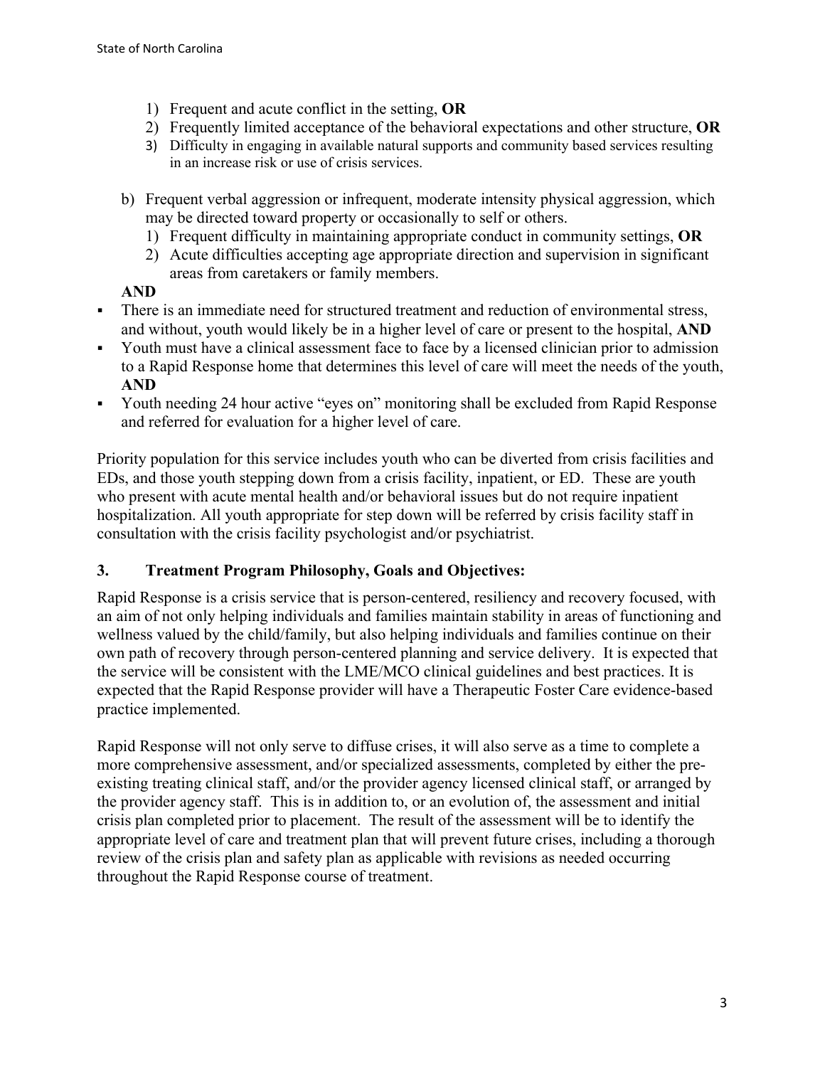1) Frequent and acute conflict in the setting, **OR**
2) Frequently limited acceptance of the behavioral expectations and other structure, **OR**
3) Difficulty in engaging in available natural supports and community based services resulting in an increase risk or use of crisis services.

b) Frequent verbal aggression or infrequent, moderate intensity physical aggression, which may be directed toward property or occasionally to self or others.
   1) Frequent difficulty in maintaining appropriate conduct in community settings, **OR**
   2) Acute difficulties accepting age appropriate direction and supervision in significant areas from caretakers or family members.

**AND**

- There is an immediate need for structured treatment and reduction of environmental stress, and without, youth would likely be in a higher level of care or present to the hospital, **AND**
- Youth must have a clinical assessment face to face by a licensed clinician prior to admission to a Rapid Response home that determines this level of care will meet the needs of the youth, **AND**
- Youth needing 24 hour active "eyes on" monitoring shall be excluded from Rapid Response and referred for evaluation for a higher level of care.

Priority population for this service includes youth who can be diverted from crisis facilities and EDs, and those youth stepping down from a crisis facility, inpatient, or ED. These are youth who present with acute mental health and/or behavioral issues but do not require inpatient hospitalization. All youth appropriate for step down will be referred by crisis facility staff in consultation with the crisis facility psychologist and/or psychiatrist.

### 3. Treatment Program Philosophy, Goals and Objectives:

Rapid Response is a crisis service that is person-centered, resiliency and recovery focused, with an aim of not only helping individuals and families maintain stability in areas of functioning and wellness valued by the child/family, but also helping individuals and families continue on their own path of recovery through person-centered planning and service delivery. It is expected that the service will be consistent with the LME/MCO clinical guidelines and best practices. It is expected that the Rapid Response provider will have a Therapeutic Foster Care evidence-based practice implemented.

Rapid Response will not only serve to diffuse crises, it will also serve as a time to complete a more comprehensive assessment, and/or specialized assessments, completed by either the pre-existing treating clinical staff, and/or the provider agency licensed clinical staff, or arranged by the provider agency staff. This is in addition to, or an evolution of, the assessment and initial crisis plan completed prior to placement. The result of the assessment will be to identify the appropriate level of care and treatment plan that will prevent future crises, including a thorough review of the crisis plan and safety plan as applicable with revisions as needed occurring throughout the Rapid Response course of treatment.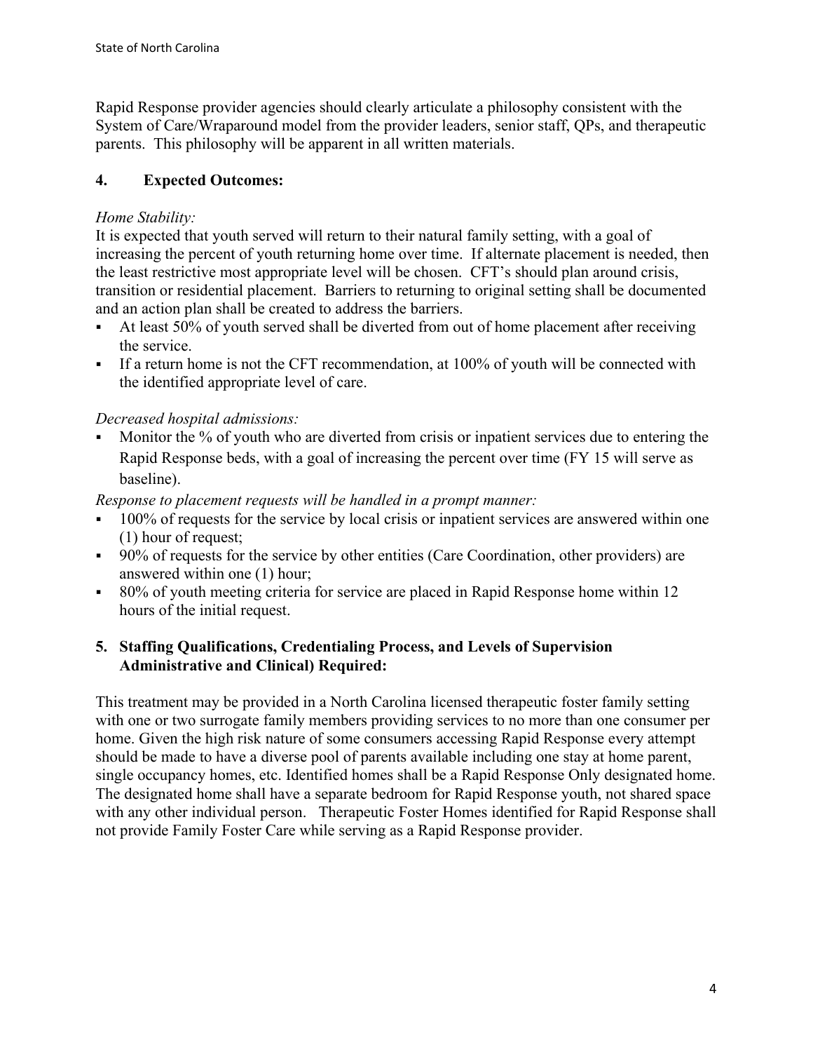Rapid Response provider agencies should clearly articulate a philosophy consistent with the System of Care/Wraparound model from the provider leaders, senior staff, QPs, and therapeutic parents. This philosophy will be apparent in all written materials.

## 4. Expected Outcomes:

*Home Stability:*

It is expected that youth served will return to their natural family setting, with a goal of increasing the percent of youth returning home over time. If alternate placement is needed, then the least restrictive most appropriate level will be chosen. CFT's should plan around crisis, transition or residential placement. Barriers to returning to original setting shall be documented and an action plan shall be created to address the barriers.

- At least 50% of youth served shall be diverted from out of home placement after receiving the service.
- If a return home is not the CFT recommendation, at 100% of youth will be connected with the identified appropriate level of care.

*Decreased hospital admissions:*

- Monitor the % of youth who are diverted from crisis or inpatient services due to entering the Rapid Response beds, with a goal of increasing the percent over time (FY 15 will serve as baseline).

*Response to placement requests will be handled in a prompt manner:*

- 100% of requests for the service by local crisis or inpatient services are answered within one (1) hour of request;
- 90% of requests for the service by other entities (Care Coordination, other providers) are answered within one (1) hour;
- 80% of youth meeting criteria for service are placed in Rapid Response home within 12 hours of the initial request.

## 5. Staffing Qualifications, Credentialing Process, and Levels of Supervision Administrative and Clinical) Required:

This treatment may be provided in a North Carolina licensed therapeutic foster family setting with one or two surrogate family members providing services to no more than one consumer per home. Given the high risk nature of some consumers accessing Rapid Response every attempt should be made to have a diverse pool of parents available including one stay at home parent, single occupancy homes, etc. Identified homes shall be a Rapid Response Only designated home. The designated home shall have a separate bedroom for Rapid Response youth, not shared space with any other individual person. Therapeutic Foster Homes identified for Rapid Response shall not provide Family Foster Care while serving as a Rapid Response provider.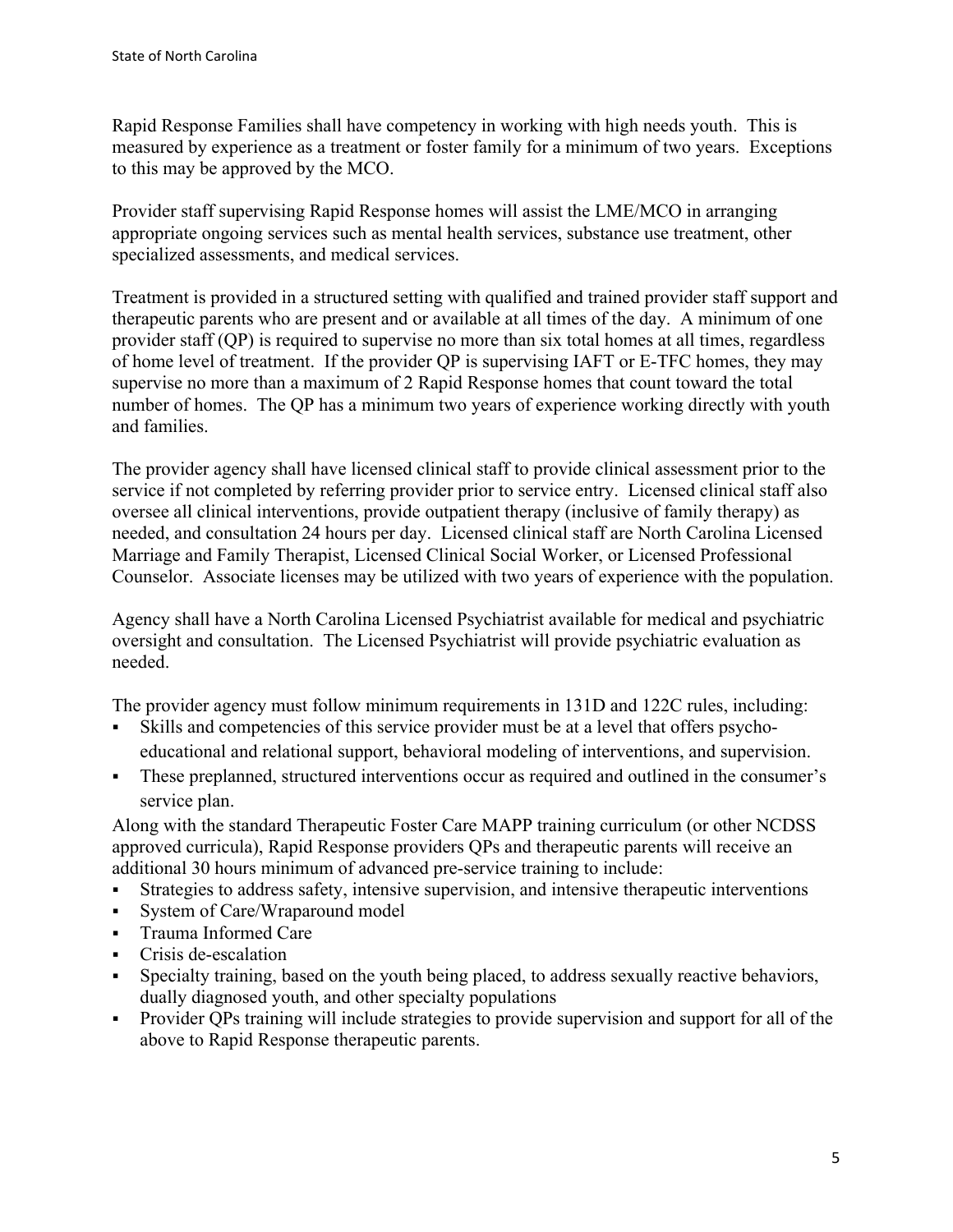Rapid Response Families shall have competency in working with high needs youth. This is measured by experience as a treatment or foster family for a minimum of two years. Exceptions to this may be approved by the MCO.

Provider staff supervising Rapid Response homes will assist the LME/MCO in arranging appropriate ongoing services such as mental health services, substance use treatment, other specialized assessments, and medical services.

Treatment is provided in a structured setting with qualified and trained provider staff support and therapeutic parents who are present and or available at all times of the day. A minimum of one provider staff (QP) is required to supervise no more than six total homes at all times, regardless of home level of treatment. If the provider QP is supervising IAFT or E-TFC homes, they may supervise no more than a maximum of 2 Rapid Response homes that count toward the total number of homes. The QP has a minimum two years of experience working directly with youth and families.

The provider agency shall have licensed clinical staff to provide clinical assessment prior to the service if not completed by referring provider prior to service entry. Licensed clinical staff also oversee all clinical interventions, provide outpatient therapy (inclusive of family therapy) as needed, and consultation 24 hours per day. Licensed clinical staff are North Carolina Licensed Marriage and Family Therapist, Licensed Clinical Social Worker, or Licensed Professional Counselor. Associate licenses may be utilized with two years of experience with the population.

Agency shall have a North Carolina Licensed Psychiatrist available for medical and psychiatric oversight and consultation. The Licensed Psychiatrist will provide psychiatric evaluation as needed.

The provider agency must follow minimum requirements in 131D and 122C rules, including:

- Skills and competencies of this service provider must be at a level that offers psycho-educational and relational support, behavioral modeling of interventions, and supervision.
- These preplanned, structured interventions occur as required and outlined in the consumer's service plan.

Along with the standard Therapeutic Foster Care MAPP training curriculum (or other NCDSS approved curricula), Rapid Response providers QPs and therapeutic parents will receive an additional 30 hours minimum of advanced pre-service training to include:

- Strategies to address safety, intensive supervision, and intensive therapeutic interventions
- System of Care/Wraparound model
- Trauma Informed Care
- Crisis de-escalation
- Specialty training, based on the youth being placed, to address sexually reactive behaviors, dually diagnosed youth, and other specialty populations
- Provider QPs training will include strategies to provide supervision and support for all of the above to Rapid Response therapeutic parents.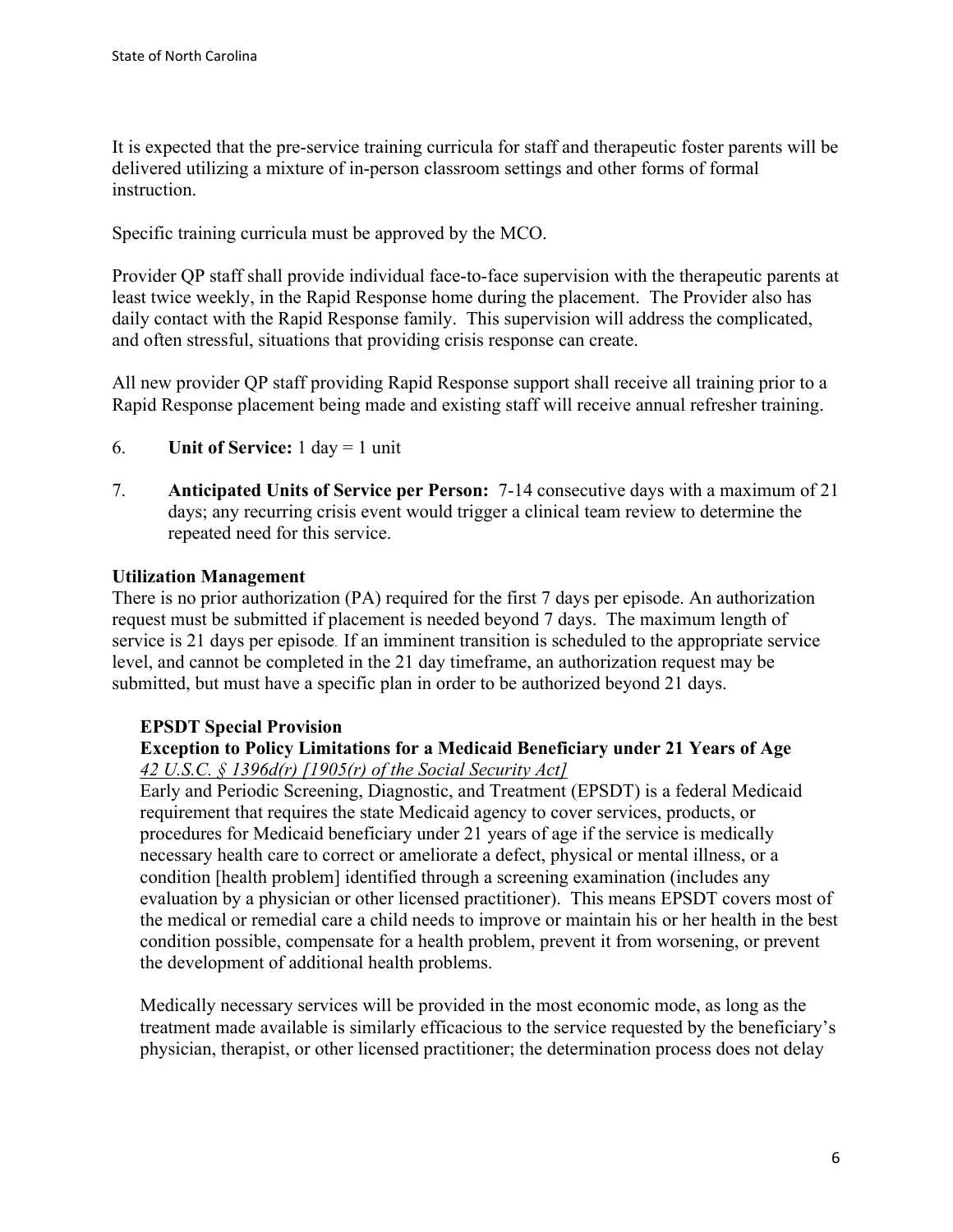It is expected that the pre-service training curricula for staff and therapeutic foster parents will be delivered utilizing a mixture of in-person classroom settings and other forms of formal instruction.

Specific training curricula must be approved by the MCO.

Provider QP staff shall provide individual face-to-face supervision with the therapeutic parents at least twice weekly, in the Rapid Response home during the placement. The Provider also has daily contact with the Rapid Response family. This supervision will address the complicated, and often stressful, situations that providing crisis response can create.

All new provider QP staff providing Rapid Response support shall receive all training prior to a Rapid Response placement being made and existing staff will receive annual refresher training.

6. **Unit of Service:** 1 day = 1 unit

7. **Anticipated Units of Service per Person:** 7-14 consecutive days with a maximum of 21 days; any recurring crisis event would trigger a clinical team review to determine the repeated need for this service.

**Utilization Management**

There is no prior authorization (PA) required for the first 7 days per episode. An authorization request must be submitted if placement is needed beyond 7 days. The maximum length of service is 21 days per episode. If an imminent transition is scheduled to the appropriate service level, and cannot be completed in the 21 day timeframe, an authorization request may be submitted, but must have a specific plan in order to be authorized beyond 21 days.

**EPSDT Special Provision**

**Exception to Policy Limitations for a Medicaid Beneficiary under 21 Years of Age**

*42 U.S.C. § 1396d(r) [1905(r) of the Social Security Act]*

Early and Periodic Screening, Diagnostic, and Treatment (EPSDT) is a federal Medicaid requirement that requires the state Medicaid agency to cover services, products, or procedures for Medicaid beneficiary under 21 years of age if the service is medically necessary health care to correct or ameliorate a defect, physical or mental illness, or a condition [health problem] identified through a screening examination (includes any evaluation by a physician or other licensed practitioner). This means EPSDT covers most of the medical or remedial care a child needs to improve or maintain his or her health in the best condition possible, compensate for a health problem, prevent it from worsening, or prevent the development of additional health problems.

Medically necessary services will be provided in the most economic mode, as long as the treatment made available is similarly efficacious to the service requested by the beneficiary's physician, therapist, or other licensed practitioner; the determination process does not delay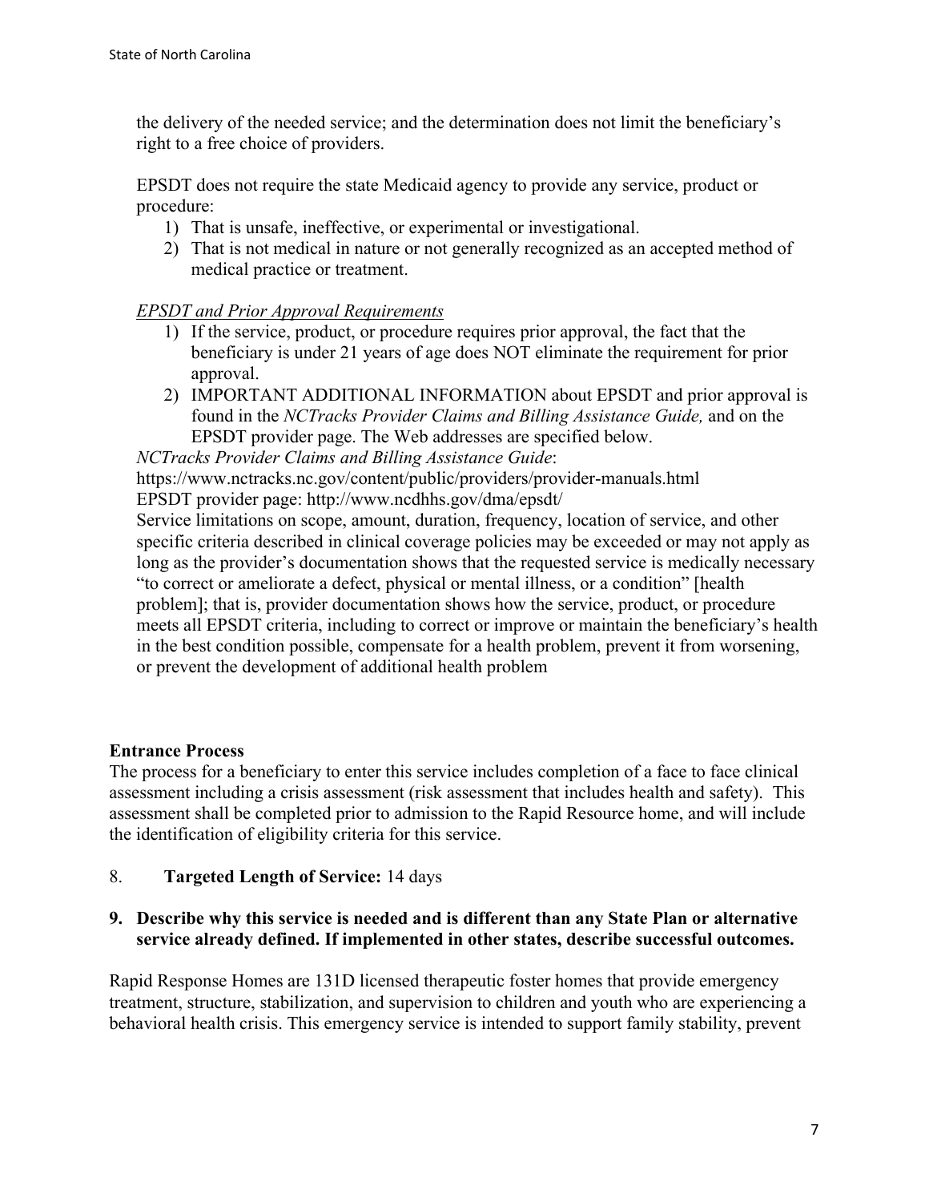the delivery of the needed service; and the determination does not limit the beneficiary's right to a free choice of providers.

EPSDT does not require the state Medicaid agency to provide any service, product or procedure:

1) That is unsafe, ineffective, or experimental or investigational.
2) That is not medical in nature or not generally recognized as an accepted method of medical practice or treatment.

*EPSDT and Prior Approval Requirements*

1) If the service, product, or procedure requires prior approval, the fact that the beneficiary is under 21 years of age does NOT eliminate the requirement for prior approval.
2) IMPORTANT ADDITIONAL INFORMATION about EPSDT and prior approval is found in the *NCTracks Provider Claims and Billing Assistance Guide,* and on the EPSDT provider page. The Web addresses are specified below.

*NCTracks Provider Claims and Billing Assistance Guide*:
https://www.nctracks.nc.gov/content/public/providers/provider-manuals.html
EPSDT provider page: http://www.ncdhhs.gov/dma/epsdt/
Service limitations on scope, amount, duration, frequency, location of service, and other specific criteria described in clinical coverage policies may be exceeded or may not apply as long as the provider's documentation shows that the requested service is medically necessary "to correct or ameliorate a defect, physical or mental illness, or a condition" [health problem]; that is, provider documentation shows how the service, product, or procedure meets all EPSDT criteria, including to correct or improve or maintain the beneficiary's health in the best condition possible, compensate for a health problem, prevent it from worsening, or prevent the development of additional health problem

**Entrance Process**

The process for a beneficiary to enter this service includes completion of a face to face clinical assessment including a crisis assessment (risk assessment that includes health and safety). This assessment shall be completed prior to admission to the Rapid Resource home, and will include the identification of eligibility criteria for this service.

8. **Targeted Length of Service:** 14 days

**9. Describe why this service is needed and is different than any State Plan or alternative service already defined. If implemented in other states, describe successful outcomes.**

Rapid Response Homes are 131D licensed therapeutic foster homes that provide emergency treatment, structure, stabilization, and supervision to children and youth who are experiencing a behavioral health crisis. This emergency service is intended to support family stability, prevent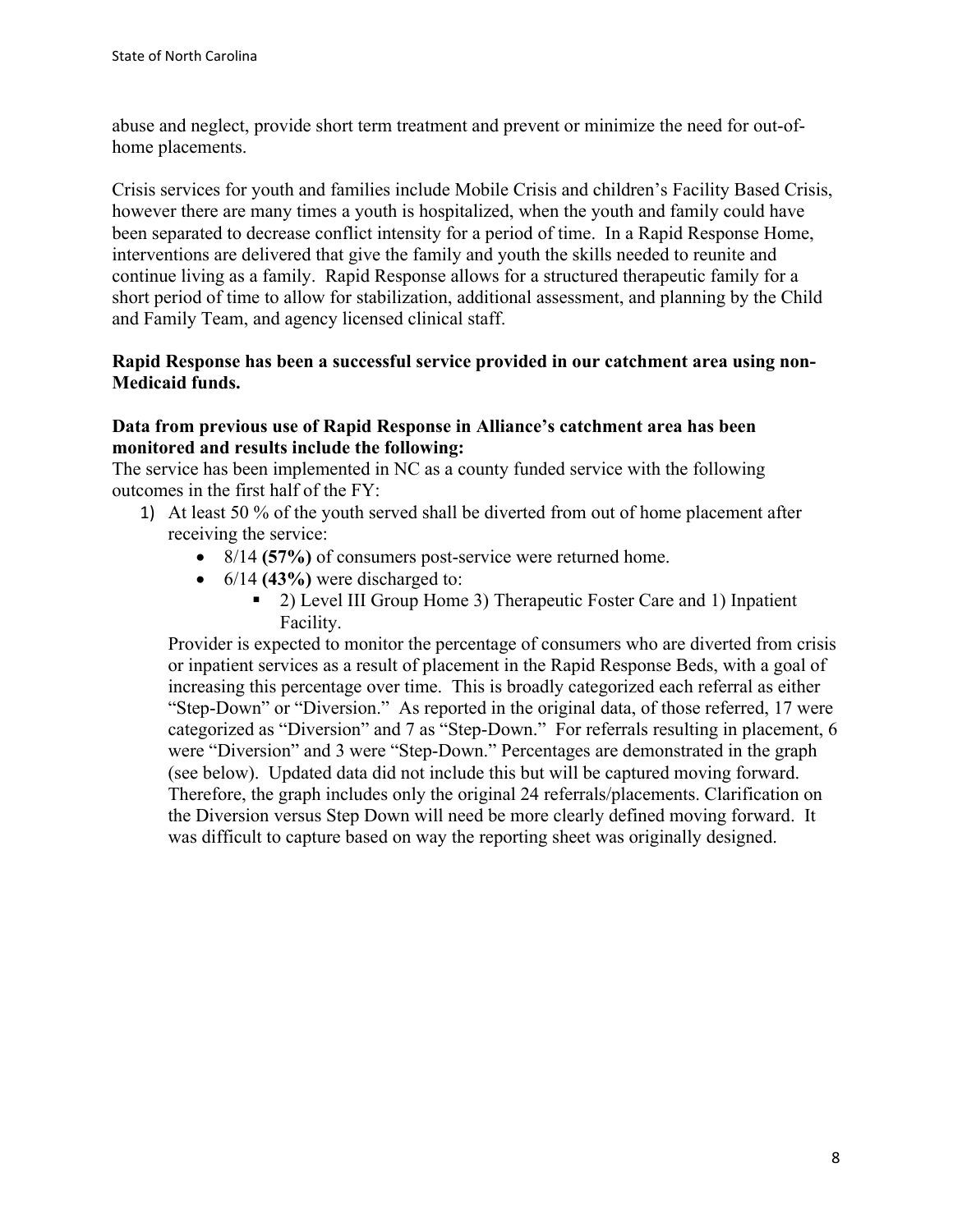abuse and neglect, provide short term treatment and prevent or minimize the need for out-of-home placements.

Crisis services for youth and families include Mobile Crisis and children's Facility Based Crisis, however there are many times a youth is hospitalized, when the youth and family could have been separated to decrease conflict intensity for a period of time. In a Rapid Response Home, interventions are delivered that give the family and youth the skills needed to reunite and continue living as a family. Rapid Response allows for a structured therapeutic family for a short period of time to allow for stabilization, additional assessment, and planning by the Child and Family Team, and agency licensed clinical staff.

**Rapid Response has been a successful service provided in our catchment area using non-Medicaid funds.**

**Data from previous use of Rapid Response in Alliance's catchment area has been monitored and results include the following:**

The service has been implemented in NC as a county funded service with the following outcomes in the first half of the FY:

1) At least 50 % of the youth served shall be diverted from out of home placement after receiving the service:
   - 8/14 **(57%)** of consumers post-service were returned home.
   - 6/14 **(43%)** were discharged to:
     - 2) Level III Group Home 3) Therapeutic Foster Care and 1) Inpatient Facility.

   Provider is expected to monitor the percentage of consumers who are diverted from crisis or inpatient services as a result of placement in the Rapid Response Beds, with a goal of increasing this percentage over time. This is broadly categorized each referral as either "Step-Down" or "Diversion." As reported in the original data, of those referred, 17 were categorized as "Diversion" and 7 as "Step-Down." For referrals resulting in placement, 6 were "Diversion" and 3 were "Step-Down." Percentages are demonstrated in the graph (see below). Updated data did not include this but will be captured moving forward. Therefore, the graph includes only the original 24 referrals/placements. Clarification on the Diversion versus Step Down will need be more clearly defined moving forward. It was difficult to capture based on way the reporting sheet was originally designed.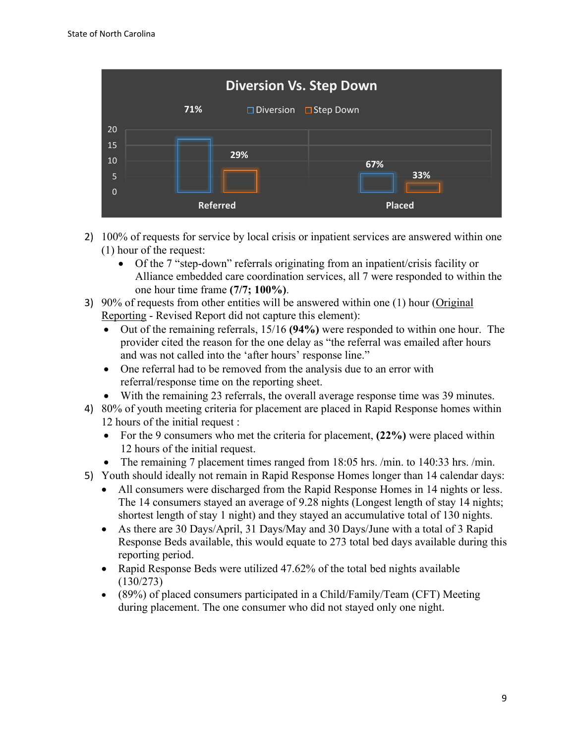**Diversion Vs. Step Down**

| | Diversion | Step Down |
|---|---|---|
| Referred | 71% | 29% |
| Placed | 67% | 33% |

2) 100% of requests for service by local crisis or inpatient services are answered within one (1) hour of the request:
   - Of the 7 "step-down" referrals originating from an inpatient/crisis facility or Alliance embedded care coordination services, all 7 were responded to within the one hour time frame **(7/7; 100%)**.
3) 90% of requests from other entities will be answered within one (1) hour (<u>Original Reporting</u> - Revised Report did not capture this element):
   - Out of the remaining referrals, 15/16 **(94%)** were responded to within one hour. The provider cited the reason for the one delay as "the referral was emailed after hours and was not called into the 'after hours' response line."
   - One referral had to be removed from the analysis due to an error with referral/response time on the reporting sheet.
   - With the remaining 23 referrals, the overall average response time was 39 minutes.
4) 80% of youth meeting criteria for placement are placed in Rapid Response homes within 12 hours of the initial request :
   - For the 9 consumers who met the criteria for placement, **(22%)** were placed within 12 hours of the initial request.
   - The remaining 7 placement times ranged from 18:05 hrs. /min. to 140:33 hrs. /min.
5) Youth should ideally not remain in Rapid Response Homes longer than 14 calendar days:
   - All consumers were discharged from the Rapid Response Homes in 14 nights or less. The 14 consumers stayed an average of 9.28 nights (Longest length of stay 14 nights; shortest length of stay 1 night) and they stayed an accumulative total of 130 nights.
   - As there are 30 Days/April, 31 Days/May and 30 Days/June with a total of 3 Rapid Response Beds available, this would equate to 273 total bed days available during this reporting period.
   - Rapid Response Beds were utilized 47.62% of the total bed nights available (130/273)
   - (89%) of placed consumers participated in a Child/Family/Team (CFT) Meeting during placement. The one consumer who did not stayed only one night.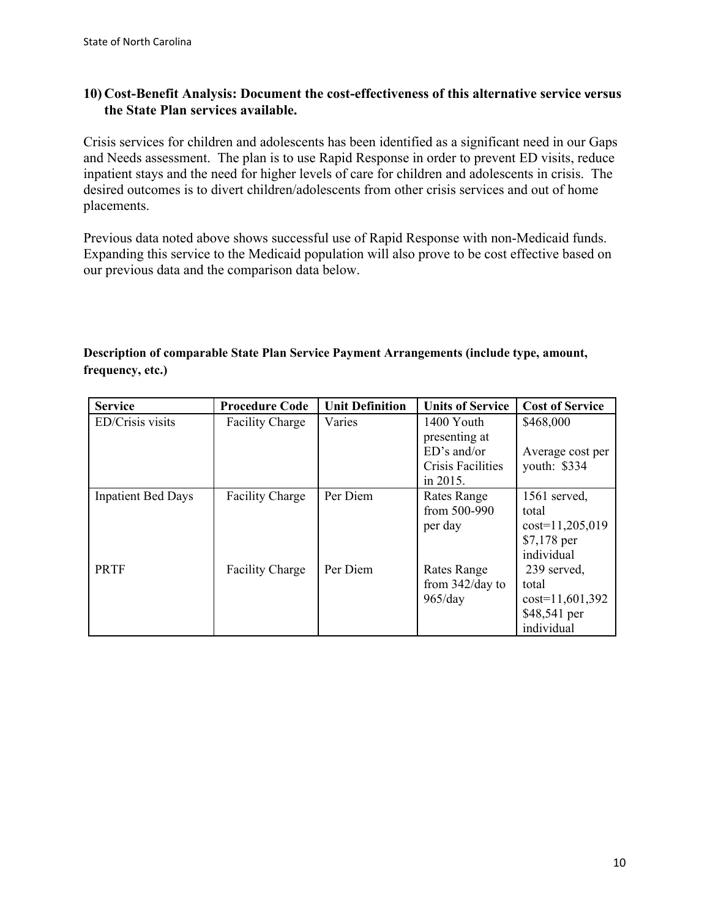### 10) Cost-Benefit Analysis: Document the cost-effectiveness of this alternative service versus the State Plan services available.

Crisis services for children and adolescents has been identified as a significant need in our Gaps and Needs assessment. The plan is to use Rapid Response in order to prevent ED visits, reduce inpatient stays and the need for higher levels of care for children and adolescents in crisis. The desired outcomes is to divert children/adolescents from other crisis services and out of home placements.

Previous data noted above shows successful use of Rapid Response with non-Medicaid funds. Expanding this service to the Medicaid population will also prove to be cost effective based on our previous data and the comparison data below.

**Description of comparable State Plan Service Payment Arrangements (include type, amount, frequency, etc.)**

| Service | Procedure Code | Unit Definition | Units of Service | Cost of Service |
|---|---|---|---|---|
| ED/Crisis visits | Facility Charge | Varies | 1400 Youth presenting at ED's and/or Crisis Facilities in 2015. | $468,000<br><br>Average cost per youth: $334 |
| Inpatient Bed Days | Facility Charge | Per Diem | Rates Range from 500-990 per day | 1561 served, total cost=11,205,019 $7,178 per individual |
| PRTF | Facility Charge | Per Diem | Rates Range from 342/day to 965/day | 239 served, total cost=11,601,392 $48,541 per individual |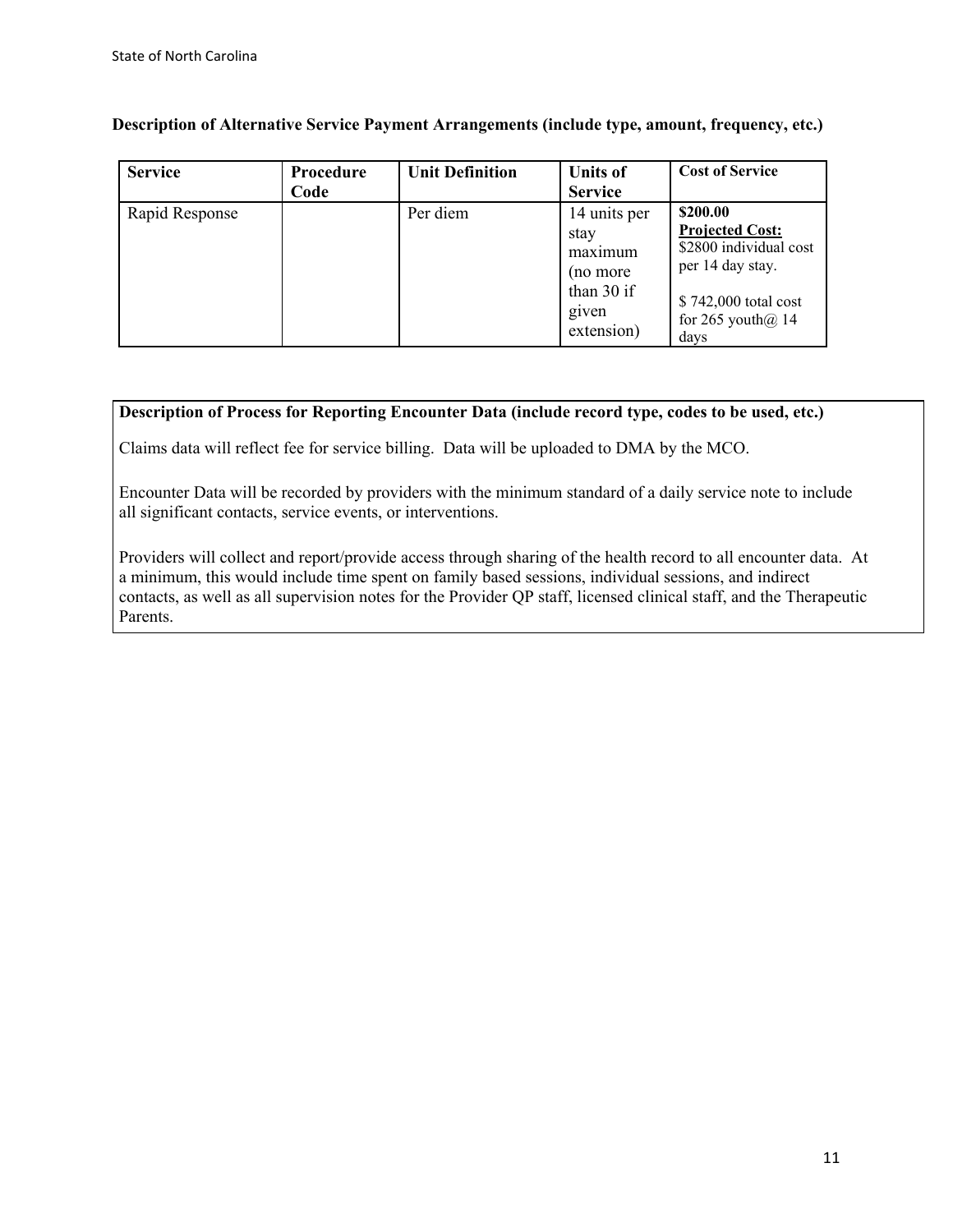**Description of Alternative Service Payment Arrangements (include type, amount, frequency, etc.)**

| Service | Procedure Code | Unit Definition | Units of Service | Cost of Service |
|---|---|---|---|---|
| Rapid Response | | Per diem | 14 units per stay maximum (no more than 30 if given extension) | **\$200.00**<br>**Projected Cost:**<br>\$2800 individual cost per 14 day stay.<br><br>\$ 742,000 total cost for 265 youth@ 14 days |

**Description of Process for Reporting Encounter Data (include record type, codes to be used, etc.)**

Claims data will reflect fee for service billing. Data will be uploaded to DMA by the MCO.

Encounter Data will be recorded by providers with the minimum standard of a daily service note to include all significant contacts, service events, or interventions.

Providers will collect and report/provide access through sharing of the health record to all encounter data. At a minimum, this would include time spent on family based sessions, individual sessions, and indirect contacts, as well as all supervision notes for the Provider QP staff, licensed clinical staff, and the Therapeutic Parents.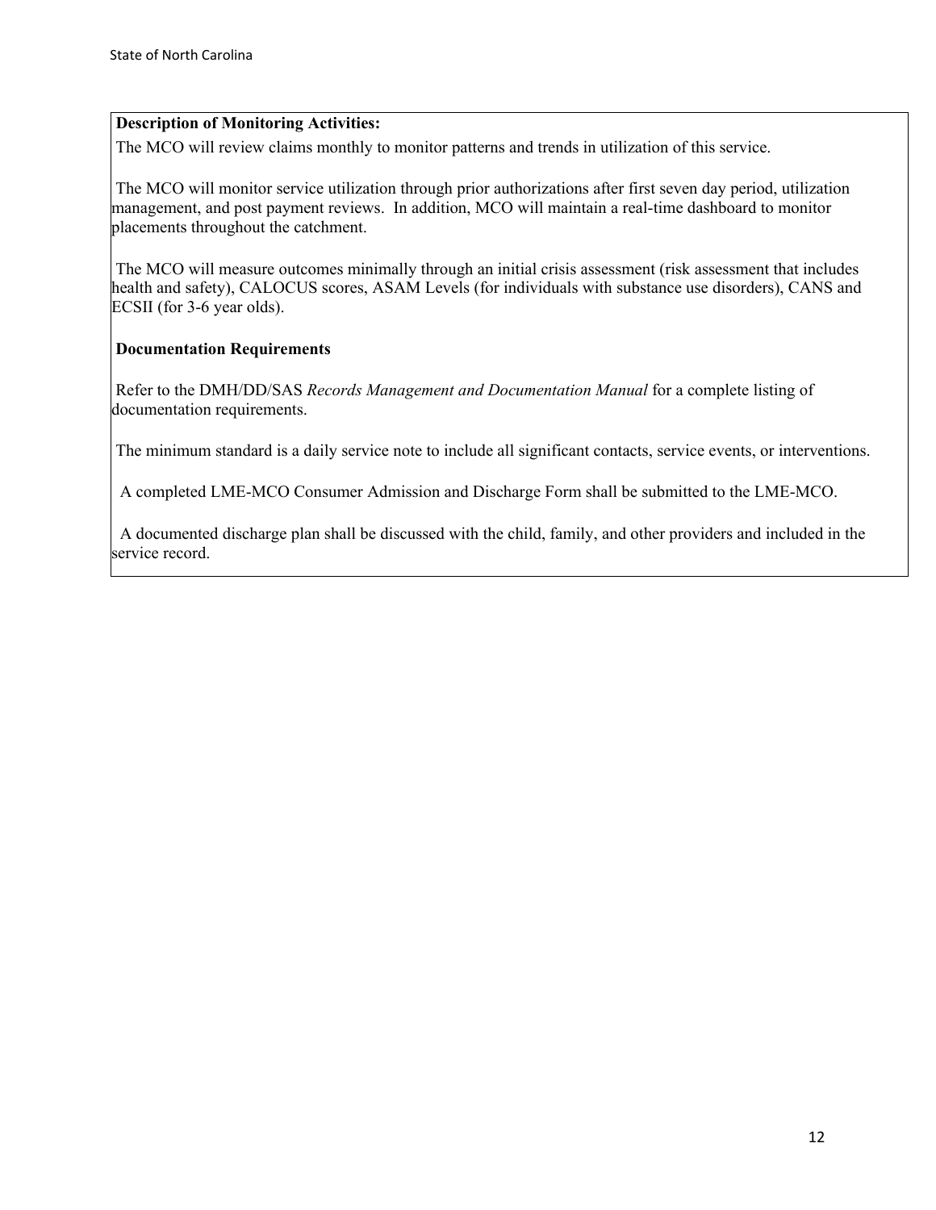**Description of Monitoring Activities:**

The MCO will review claims monthly to monitor patterns and trends in utilization of this service.

The MCO will monitor service utilization through prior authorizations after first seven day period, utilization management, and post payment reviews. In addition, MCO will maintain a real-time dashboard to monitor placements throughout the catchment.

The MCO will measure outcomes minimally through an initial crisis assessment (risk assessment that includes health and safety), CALOCUS scores, ASAM Levels (for individuals with substance use disorders), CANS and ECSII (for 3-6 year olds).

**Documentation Requirements**

Refer to the DMH/DD/SAS *Records Management and Documentation Manual* for a complete listing of documentation requirements.

The minimum standard is a daily service note to include all significant contacts, service events, or interventions.

A completed LME-MCO Consumer Admission and Discharge Form shall be submitted to the LME-MCO.

A documented discharge plan shall be discussed with the child, family, and other providers and included in the service record.